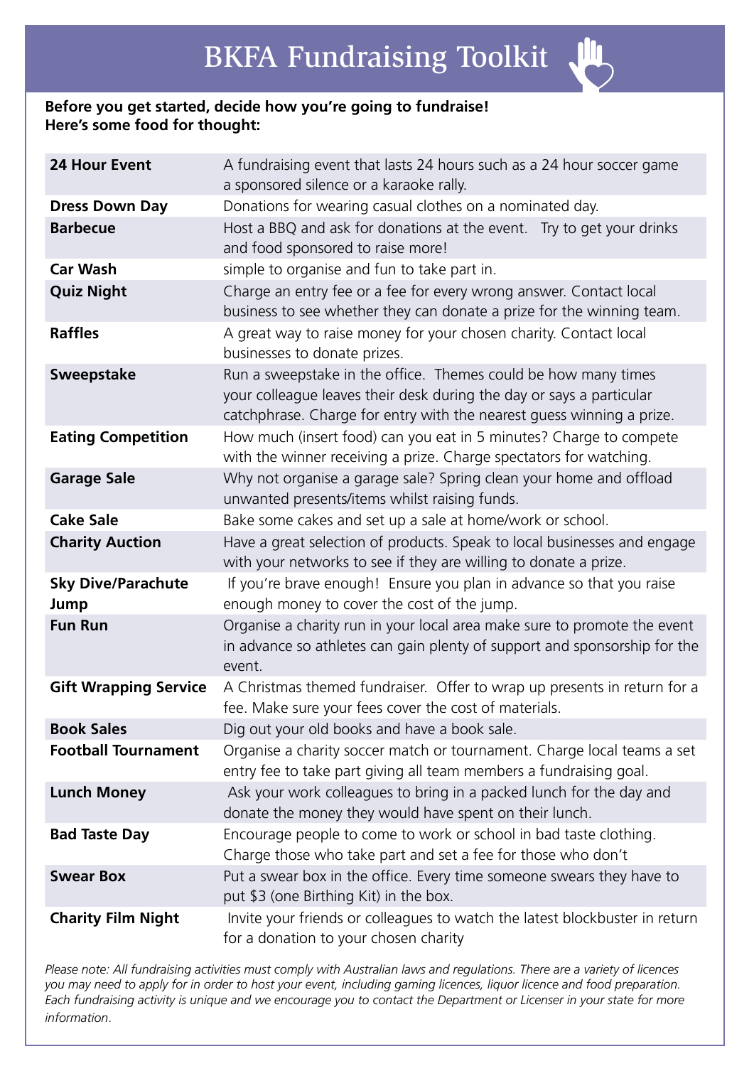# BKFA Fundraising Toolkit

**Before you get started, decide how you're going to fundraise!**
**Here's some food for thought:**

| | |
|---|---|
| **24 Hour Event** | A fundraising event that lasts 24 hours such as a 24 hour soccer game a sponsored silence or a karaoke rally. |
| **Dress Down Day** | Donations for wearing casual clothes on a nominated day. |
| **Barbecue** | Host a BBQ and ask for donations at the event. Try to get your drinks and food sponsored to raise more! |
| **Car Wash** | simple to organise and fun to take part in. |
| **Quiz Night** | Charge an entry fee or a fee for every wrong answer. Contact local business to see whether they can donate a prize for the winning team. |
| **Raffles** | A great way to raise money for your chosen charity. Contact local businesses to donate prizes. |
| **Sweepstake** | Run a sweepstake in the office. Themes could be how many times your colleague leaves their desk during the day or says a particular catchphrase. Charge for entry with the nearest guess winning a prize. |
| **Eating Competition** | How much (insert food) can you eat in 5 minutes? Charge to compete with the winner receiving a prize. Charge spectators for watching. |
| **Garage Sale** | Why not organise a garage sale? Spring clean your home and offload unwanted presents/items whilst raising funds. |
| **Cake Sale** | Bake some cakes and set up a sale at home/work or school. |
| **Charity Auction** | Have a great selection of products. Speak to local businesses and engage with your networks to see if they are willing to donate a prize. |
| **Sky Dive/Parachute Jump** | If you're brave enough! Ensure you plan in advance so that you raise enough money to cover the cost of the jump. |
| **Fun Run** | Organise a charity run in your local area make sure to promote the event in advance so athletes can gain plenty of support and sponsorship for the event. |
| **Gift Wrapping Service** | A Christmas themed fundraiser. Offer to wrap up presents in return for a fee. Make sure your fees cover the cost of materials. |
| **Book Sales** | Dig out your old books and have a book sale. |
| **Football Tournament** | Organise a charity soccer match or tournament. Charge local teams a set entry fee to take part giving all team members a fundraising goal. |
| **Lunch Money** | Ask your work colleagues to bring in a packed lunch for the day and donate the money they would have spent on their lunch. |
| **Bad Taste Day** | Encourage people to come to work or school in bad taste clothing. Charge those who take part and set a fee for those who don't |
| **Swear Box** | Put a swear box in the office. Every time someone swears they have to put $3 (one Birthing Kit) in the box. |
| **Charity Film Night** | Invite your friends or colleagues to watch the latest blockbuster in return for a donation to your chosen charity |

*Please note: All fundraising activities must comply with Australian laws and regulations. There are a variety of licences you may need to apply for in order to host your event, including gaming licences, liquor licence and food preparation. Each fundraising activity is unique and we encourage you to contact the Department or Licenser in your state for more information.*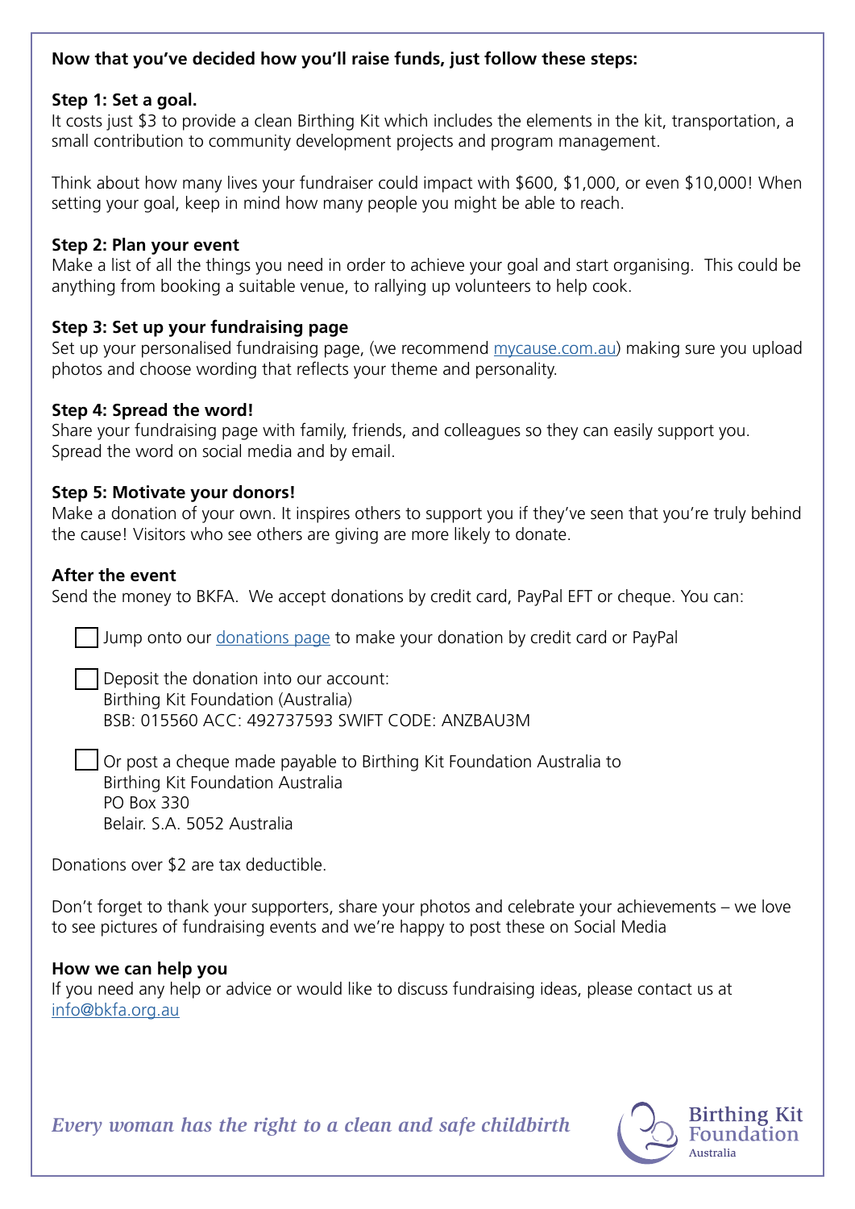**Now that you've decided how you'll raise funds, just follow these steps:**

**Step 1: Set a goal.**
It costs just $3 to provide a clean Birthing Kit which includes the elements in the kit, transportation, a small contribution to community development projects and program management.

Think about how many lives your fundraiser could impact with $600, $1,000, or even $10,000! When setting your goal, keep in mind how many people you might be able to reach.

**Step 2: Plan your event**
Make a list of all the things you need in order to achieve your goal and start organising. This could be anything from booking a suitable venue, to rallying up volunteers to help cook.

**Step 3: Set up your fundraising page**
Set up your personalised fundraising page, (we recommend mycause.com.au) making sure you upload photos and choose wording that reflects your theme and personality.

**Step 4: Spread the word!**
Share your fundraising page with family, friends, and colleagues so they can easily support you. Spread the word on social media and by email.

**Step 5: Motivate your donors!**
Make a donation of your own. It inspires others to support you if they've seen that you're truly behind the cause! Visitors who see others are giving are more likely to donate.

**After the event**
Send the money to BKFA. We accept donations by credit card, PayPal EFT or cheque. You can:

- [ ] Jump onto our donations page to make your donation by credit card or PayPal
- [ ] Deposit the donation into our account:
  Birthing Kit Foundation (Australia)
  BSB: 015560 ACC: 492737593 SWIFT CODE: ANZBAU3M
- [ ] Or post a cheque made payable to Birthing Kit Foundation Australia to
  Birthing Kit Foundation Australia
  PO Box 330
  Belair. S.A. 5052 Australia

Donations over $2 are tax deductible.

Don't forget to thank your supporters, share your photos and celebrate your achievements – we love to see pictures of fundraising events and we're happy to post these on Social Media

**How we can help you**
If you need any help or advice or would like to discuss fundraising ideas, please contact us at info@bkfa.org.au

*Every woman has the right to a clean and safe childbirth*

Birthing Kit Foundation Australia